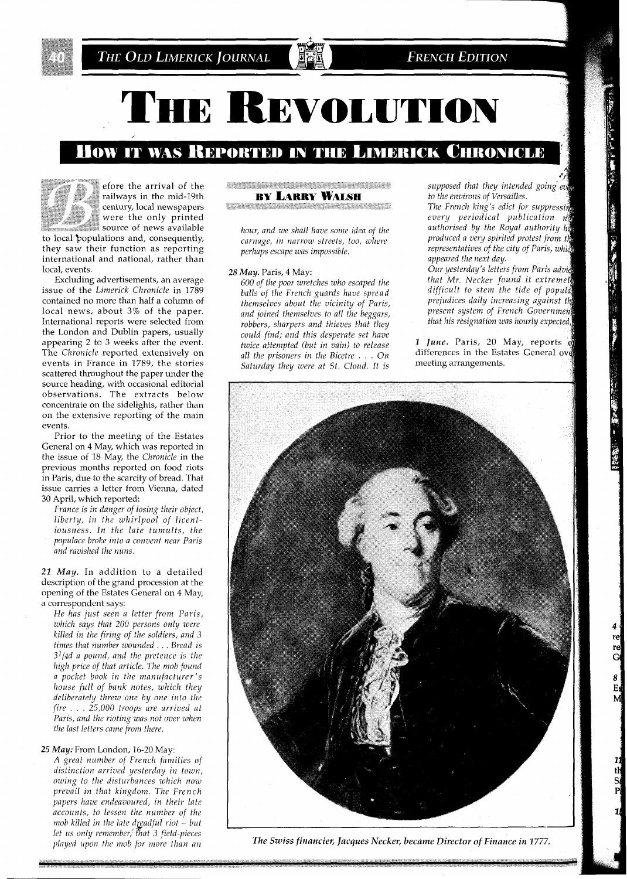# THE REVOLUTION

## HOW IT WAS REPORTED IN THE LIMERICK CHRONICLE

**BY LARRY WALSH**

Before the arrival of the railways in the mid-19th century, local newspapers were the only printed source of news available to local populations and, consequently, they saw their function as reporting international and national, rather than local, events.

Excluding advertisements, an average issue of the *Limerick Chronicle* in 1789 contained no more than half a column of local news, about 3% of the paper. International reports were selected from the London and Dublin papers, usually appearing 2 to 3 weeks after the event. The *Chronicle* reported extensively on events in France in 1789, the stories scattered throughout the paper under the source heading, with occasional editorial observations. The extracts below concentrate on the sidelights, rather than on the extensive reporting of the main events.

Prior to the meeting of the Estates General on 4 May, which was reported in the issue of 18 May, the *Chronicle* in the previous months reported on food riots in Paris, due to the scarcity of bread. That issue carries a letter from Vienna, dated 30 April, which reported:

> *France is in danger of losing their object, liberty, in the whirlpool of licentiousness. In the late tumults, the populace broke into a convent near Paris and ravished the nuns.*

***21 May.*** In addition to a detailed description of the grand procession at the opening of the Estates General on 4 May, a correspondent says:

> *He has just seen a letter from Paris, which says that 200 persons only were killed in the firing of the soldiers, and 3 times that number wounded . . . Bread is $3^1/4$d a pound, and the pretence is the high price of that article. The mob found a pocket book in the manufacturer's house full of bank notes, which they deliberately threw one by one into the fire . . . 25,000 troops are arrived at Paris, and the rioting was not over when the last letters came from there.*

***25 May:*** From London, 16-20 May:

> *A great number of French families of distinction arrived yesterday in town, owing to the disturbances which now prevail in that kingdom. The French papers have endeavoured, in their late accounts, to lessen the number of the mob killed in the late dreadful riot – but let us only remember, that 3 field-pieces played upon the mob for more than an hour, and we shall have some idea of the carnage, in narrow streets, too, where perhaps escape was impossible.*

***28 May.*** Paris, 4 May:

> *600 of the poor wretches who escaped the balls of the French guards have spread themselves about the vicinity of Paris, and joined themselves to all the beggars, robbers, sharpers and thieves that they could find; and this desperate set have twice attempted (but in vain) to release all the prisoners in the Bicetre . . . On Saturday they were at St. Cloud. It is supposed that they intended going even to the environs of Versailles.*
>
> *The French king's edict for suppressing every periodical publication not authorised by the Royal authority has produced a very spirited protest from the representatives of the city of Paris, which appeared the next day.*
>
> *Our yesterday's letters from Paris advise that Mr. Necker found it extremely difficult to stem the tide of popular prejudices daily increasing against the present system of French Government, that his resignation was hourly expected.*

***1 June.*** Paris, 20 May, reports of differences in the Estates General over meeting arrangements.

*The Swiss financier, Jacques Necker, became Director of Finance in 1777.*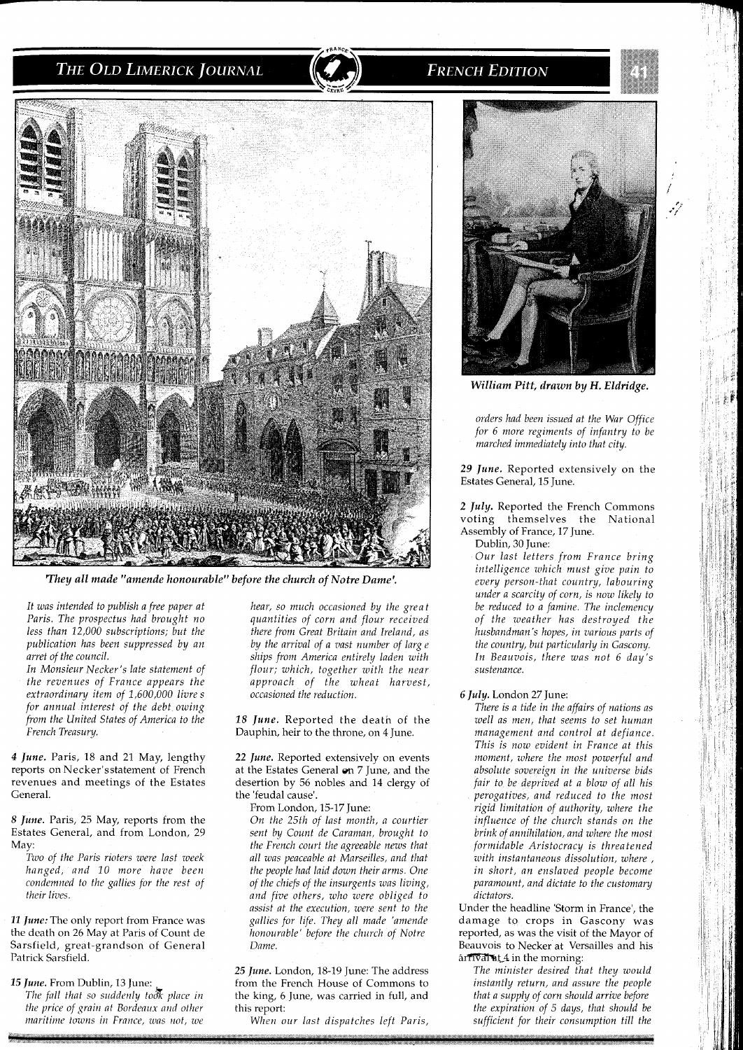*'They all made "amende honourable" before the church of Notre Dame'.*

*It was intended to publish a free paper at Paris. The prospectus had brought no less than 12,000 subscriptions; but the publication has been suppressed by an arret of the council.*

*In Monsieur Necker's late statement of the revenues of France appears the extraordinary item of 1,600,000 livres for annual interest of the debt owing from the United States of America to the French Treasury.*

***4 June.*** Paris, 18 and 21 May, lengthy reports on Necker's statement of French revenues and meetings of the Estates General.

***8 June.*** Paris, 25 May, reports from the Estates General, and from London, 29 May:

*Two of the Paris rioters were last week hanged, and 10 more have been condemned to the gallies for the rest of their lives.*

***11 June:*** The only report from France was the death on 26 May at Paris of Count de Sarsfield, great-grandson of General Patrick Sarsfield.

***15 June.*** From Dublin, 13 June:

*The fall that so suddenly took place in the price of grain at Bordeaux and other maritime towns in France, was not, we hear, so much occasioned by the great quantities of corn and flour received there from Great Britain and Ireland, as by the arrival of a vast number of large ships from America entirely laden with flour; which, together with the near approach of the wheat harvest, occasioned the reduction.*

***18 June.*** Reported the death of the Dauphin, heir to the throne, on 4 June.

***22 June.*** Reported extensively on events at the Estates General on 7 June, and the desertion by 56 nobles and 14 clergy of the 'feudal cause'.

From London, 15-17 June:

*On the 25th of last month, a courtier sent by Count de Caraman, brought to the French court the agreeable news that all was peaceable at Marseilles, and that the people had laid down their arms. One of the chiefs of the insurgents was living, and five others, who were obliged to assist at the execution, were sent to the gallies for life. They all made 'amende honourable' before the church of Notre Dame.*

***25 June.*** London, 18-19 June: The address from the French House of Commons to the king, 6 June, was carried in full, and this report:

*When our last dispatches left Paris, orders had been issued at the War Office for 6 more regiments of infantry to be marched immediately into that city.*

*William Pitt, drawn by H. Eldridge.*

***29 June.*** Reported extensively on the Estates General, 15 June.

***2 July.*** Reported the French Commons voting themselves the National Assembly of France, 17 June.

Dublin, 30 June:

*Our last letters from France bring intelligence which must give pain to every person-that country, labouring under a scarcity of corn, is now likely to be reduced to a famine. The inclemency of the weather has destroyed the husbandman's hopes, in various parts of the country, but particularly in Gascony. In Beauvois, there was not 6 day's sustenance.*

***6 July.*** London 27 June:

*There is a tide in the affairs of nations as well as men, that seems to set human management and control at defiance. This is now evident in France at this moment, where the most powerful and absolute sovereign in the universe bids fair to be deprived at a blow of all his perogatives, and reduced to the most rigid limitation of authority, where the influence of the church stands on the brink of annihilation, and where the most formidable Aristocracy is threatened with instantaneous dissolution, where, in short, an enslaved people become paramount, and dictate to the customary dictators.*

Under the headline 'Storm in France', the damage to crops in Gascony was reported, as was the visit of the Mayor of Beauvois to Necker at Versailles and his arrival at 4 in the morning:

*The minister desired that they would instantly return, and assure the people that a supply of corn should arrive before the expiration of 5 days, that should be sufficient for their consumption till the*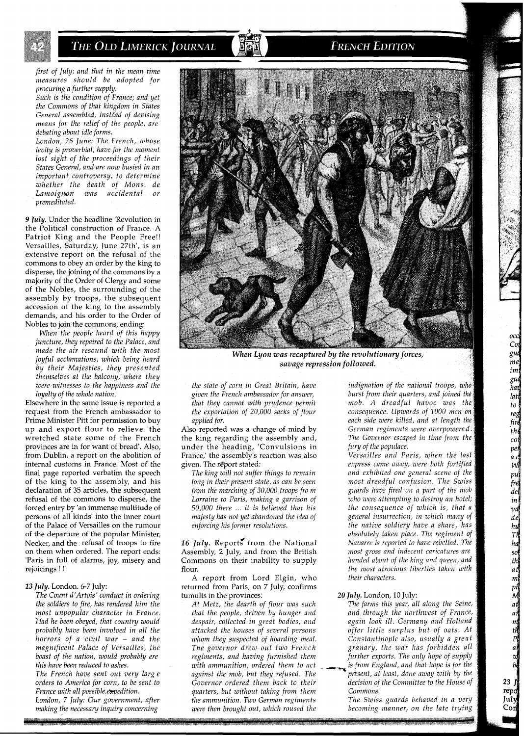*first of July; and that in the mean time measures should be adopted for procuring a further supply.*

*Such is the condition of France; and yet the Commons of that kingdom in States General assembled, instead of devising means for the relief of the people, are debating about idle forms.*

*London, 26 June: The French, whose levity is proverbial, have for the moment lost sight of the proceedings of their States General, and are now busied in an important controversy, to determine whether the death of Mons. de Lamoignon was accidental or premeditated.*

***9 July.*** Under the headline 'Revolution in the Political construction of France. A Patriot King and the People Free!! Versailles, Saturday, June 27th', is an extensive report on the refusal of the commons to obey an order by the king to disperse, the joining of the commons by a majority of the Order of Clergy and some of the Nobles, the surrounding of the assembly by troops, the subsequent accession of the king to the assembly demands, and his order to the Order of Nobles to join the commons, ending:

> *When the people heard of this happy juncture, they repaired to the Palace, and made the air resound with the most joyful acclamations, which being heard by their Majesties, they presented themselves at the balcony, where they were witnesses to the happiness and the loyalty of the whole nation.*

Elsewhere in the same issue is reported a request from the French ambassador to Prime Minister Pitt for permission to buy up and export flour to relieve 'the wretched state some of the French provinces are in for want of bread'. Also, from Dublin, a report on the abolition of internal customs in France. Most of the final page reported verbatim the speech of the king to the assembly, and his declaration of 35 articles, the subsequent refusal of the commons to disperse, the forced entry by 'an immense multitude of persons of all kinds' into the inner court of the Palace of Versailles on the rumour of the departure of the popular Minister, Necker, and the refusal of troops to fire on them when ordered. The report ends: 'Paris in full of alarms, joy, misery and rejoicings ! !'

***13 July.*** London. 6-7 July:

> *The Count d'Artois' conduct in ordering the soldiers to fire, has rendered him the most unpopular character in France. Had he been obeyed, that country would probably have been involved in all the horrors of a civil war – and the magnificent Palace of Versailles, the boast of the nation, would probably ere this have been reduced to ashes.*
>
> *The French have sent out very large orders to America for corn, to be sent to France with all possible expedition.*
>
> *London, 7 July: Our government, after making the necessary inquiry concerning the state of corn in Great Britain, have given the French ambassador for answer, that they cannot with prudence permit the exportation of 20,000 sacks of flour applied for.*

Also reported was a change of mind by the king regarding the assembly and, under the heading, 'Convulsions in France,' the assembly's reaction was also given. The report stated:

> *The king will not suffer things to remain long in their present state, as can be seen from the marching of 30,000 troops from Lorraine to Paris, making a garrison of 50,000 there ... it is believed that his majesty has not yet abandoned the idea of enforcing his former resolutions.*

***16 July.*** Reports from the National Assembly, 2 July, and from the British Commons on their inability to supply flour.

A report from Lord Elgin, who returned from Paris, on 7 July, confirms tumults in the provinces:

> *At Metz, the dearth of flour was such that the people, driven by hunger and despair, collected in great bodies, and attacked the houses of several persons whom they suspected of hoarding meal. The governor drew out two French regiments, and having furnished them with ammunition, ordered them to act against the mob, but they refused. The Governor ordered them back to their quarters, but without taking from them the ammunition. Two German regiments were then brought out, which roused the indignation of the national troops, who burst from their quarters, and joined the mob. A dreadful havoc was the consequence. Upwards of 1000 men on each side were killed, and at length the German regiments were overpowered. The Governor escaped in time from the fury of the populace.*
>
> *Versailles and Paris, when the last express came away, were both fortified and exhibited one general scene of the most dreadful confusion. The Swiss guards have fired on a part of the mob who were attempting to destroy an hotel; the consequence of which is, that a general insurrection, in which many of the native soldiery have a share, has absolutely taken place. The regiment of Navarre is reported to have rebelled. The most gross and indecent caricatures are handed about of the king and queen, and the most atrocious liberties taken with their characters.*

***20 July.*** London, 10 July:

> *The farms this year, all along the Seine, and through the northwest of France, again look ill. Germany and Holland offer little surplus but of oats. At Constantinople also, usually a great granary, the war has forbidden all further exports. The only hope of supply is from England, and that hope is for the present, at least, done away with by the decision of the Committee to the House of Commons.*
>
> *The Swiss guards behaved in a very becoming manner, on the late trying*

**When Lyon was recaptured by the revolutionary forces, savage repression followed.**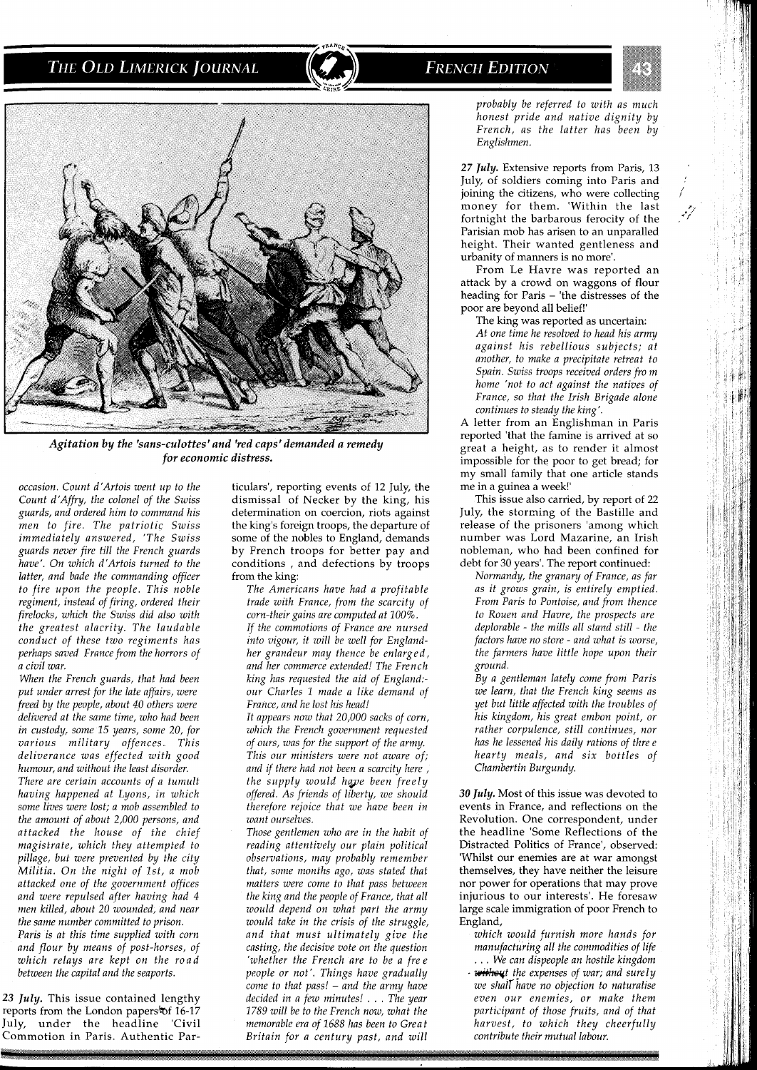*Agitation by the 'sans-culottes' and 'red caps' demanded a remedy for economic distress.*

*occasion. Count d'Artois went up to the Count d'Affry, the colonel of the Swiss guards, and ordered him to command his men to fire. The patriotic Swiss immediately answered, 'The Swiss guards never fire till the French guards have'. On which d'Artois turned to the latter, and bade the commanding officer to fire upon the people. This noble regiment, instead of firing, ordered their firelocks, which the Swiss did also with the greatest alacrity. The laudable conduct of these two regiments has perhaps saved France from the horrors of a civil war.*

*When the French guards, that had been put under arrest for the late affairs, were freed by the people, about 40 others were delivered at the same time, who had been in custody, some 15 years, some 20, for various military offences. This deliverance was effected with good humour, and without the least disorder.*

*There are certain accounts of a tumult having happened at Lyons, in which some lives were lost; a mob assembled to the amount of about 2,000 persons, and attacked the house of the chief magistrate, which they attempted to pillage, but were prevented by the city Militia. On the night of 1st, a mob attacked one of the government offices and were repulsed after having had 4 men killed, about 20 wounded, and near the same number committed to prison.*

*Paris is at this time supplied with corn and flour by means of post-horses, of which relays are kept on the road between the capital and the seaports.*

**23 July.** This issue contained lengthy reports from the London papers of 16-17 July, under the headline 'Civil Commotion in Paris. Authentic Particulars', reporting events of 12 July, the dismissal of Necker by the king, his determination on coercion, riots against the king's foreign troops, the departure of some of the nobles to England, demands by French troops for better pay and conditions, and defections by troops from the king:

*The Americans have had a profitable trade with France, from the scarcity of corn-their gains are computed at 100%.*

*If the commotions of France are nursed into vigour, it will be well for England-her grandeur may thence be enlarged, and her commerce extended! The French king has requested the aid of England:- our Charles 1 made a like demand of France, and he lost his head!*

*It appears now that 20,000 sacks of corn, which the French government requested of ours, was for the support of the army. This our ministers were not aware of; and if there had not been a scarcity here, the supply would have been freely offered. As friends of liberty, we should therefore rejoice that we have been in want ourselves.*

*Those gentlemen who are in the habit of reading attentively our plain political observations, may probably remember that, some months ago, was stated that matters were come to that pass between the king and the people of France, that all would depend on what part the army would take in the crisis of the struggle, and that must ultimately give the casting, the decisive vote on the question 'whether the French are to be a free people or not'. Things have gradually come to that pass! – and the army have decided in a few minutes! . . . The year 1789 will be to the French now, what the memorable era of 1688 has been to Great Britain for a century past, and will probably be referred to with as much honest pride and native dignity by French, as the latter has been by Englishmen.*

**27 July.** Extensive reports from Paris, 13 July, of soldiers coming into Paris and joining the citizens, who were collecting money for them. 'Within the last fortnight the barbarous ferocity of the Parisian mob has arisen to an unparalled height. Their wanted gentleness and urbanity of manners is no more'.

From Le Havre was reported an attack by a crowd on waggons of flour heading for Paris – 'the distresses of the poor are beyond all belief!'

The king was reported as uncertain:

*At one time he resolved to head his army against his rebellious subjects; at another, to make a precipitate retreat to Spain. Swiss troops received orders from home 'not to act against the natives of France, so that the Irish Brigade alone continues to steady the king'.*

A letter from an Englishman in Paris reported 'that the famine is arrived at so great a height, as to render it almost impossible for the poor to get bread; for my small family that one article stands me in a guinea a week!'

This issue also carried, by report of 22 July, the storming of the Bastille and release of the prisoners 'among which number was Lord Mazarine, an Irish nobleman, who had been confined for debt for 30 years'. The report continued:

*Normandy, the granary of France, as far as it grows grain, is entirely emptied. From Paris to Pontoise, and from thence to Rouen and Havre, the prospects are deplorable - the mills all stand still - the factors have no store - and what is worse, the farmers have little hope upon their ground.*

*By a gentleman lately come from Paris we learn, that the French king seems as yet but little affected with the troubles of his kingdom, his great embon point, or rather corpulence, still continues, nor has he lessened his daily rations of three hearty meals, and six bottles of Chambertin Burgundy.*

**30 July.** Most of this issue was devoted to events in France, and reflections on the Revolution. One correspondent, under the headline 'Some Reflections of the Distracted Politics of France', observed: 'Whilst our enemies are at war amongst themselves, they have neither the leisure nor power for operations that may prove injurious to our interests'. He foresaw large scale immigration of poor French to England,

*which would furnish more hands for manufacturing all the commodities of life . . . We can dispeople an hostile kingdom - without the expenses of war; and surely we shall have no objection to naturalise even our enemies, or make them participant of those fruits, and of that harvest, to which they cheerfully contribute their mutual labour.*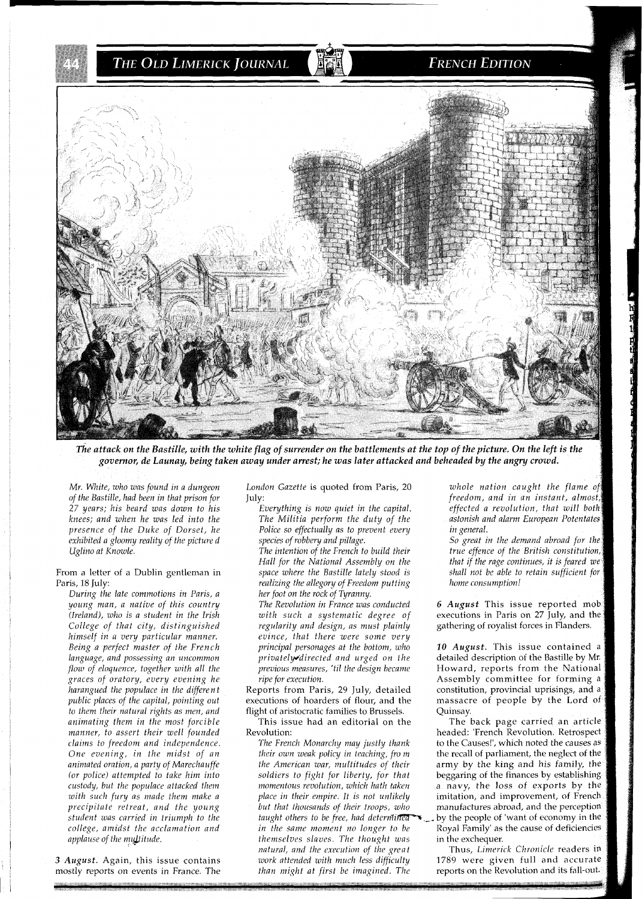*The attack on the Bastille, with the white flag of surrender on the battlements at the top of the picture. On the left is the governor, de Launay, being taken away under arrest; he was later attacked and beheaded by the angry crowd.*

*Mr. White, who was found in a dungeon of the Bastille, had been in that prison for 27 years; his beard was down to his knees; and when he was led into the presence of the Duke of Dorset, he exhibited a gloomy reality of the picture d Uglino at Knowle.*

From a letter of a Dublin gentleman in Paris, 18 July:

> *During the late commotions in Paris, a young man, a native of this country (Ireland), who is a student in the Irish College of that city, distinguished himself in a very particular manner. Being a perfect master of the French language, and possessing an uncommon flow of eloquence, together with all the graces of oratory, every evening he harangued the populace in the different public places of the capital, pointing out to them their natural rights as men, and animating them in the most forcible manner, to assert their well founded claims to freedom and independence. One evening, in the midst of an animated oration, a party of Marechauffe (or police) attempted to take him into custody, but the populace attacked them with such fury as made them make a precipitate retreat, and the young student was carried in triumph to the college, amidst the acclamation and applause of the multitude.*

***3 August.*** Again, this issue contains mostly reports on events in France. The *London Gazette* is quoted from Paris, 20 July:

> *Everything is now quiet in the capital. The Militia perform the duty of the Police so effectually as to prevent every species of robbery and pillage.*
>
> *The intention of the French to build their Hall for the National Assembly on the space where the Bastille lately stood is realizing the allegory of Freedom putting her foot on the rock of Tyranny.*
>
> *The Revolution in France was conducted with such a systematic degree of regularity and design, as must plainly evince, that there were some very principal personages at the bottom, who privately directed and urged on the previous measures, 'til the design became ripe for execution.*

Reports from Paris, 29 July, detailed executions of hoarders of flour, and the flight of aristocratic families to Brussels.

This issue had an editorial on the Revolution:

> *The French Monarchy may justly thank their own weak policy in teaching, fro m the American war, multitudes of their soldiers to fight for liberty, for that momentous revolution, which hath taken place in their empire. It is not unlikely but that thousands of their troops, who taught others to be free, had determined in the same moment no longer to be themselves slaves. The thought was natural, and the execution of the great work attended with much less difficulty than might at first be imagined. The whole nation caught the flame of freedom, and in an instant, almost, effected a revolution, that will both astonish and alarm European Potentates in general.*
>
> *So great in the demand abroad for the true effence of the British constitution, that if the rage continues, it is feared we shall not be able to retain sufficient for home consumption!*

***6 August*** This issue reported mob executions in Paris on 27 July, and the gathering of royalist forces in Flanders.

***10 August.*** This issue contained a detailed description of the Bastille by Mr. Howard, reports from the National Assembly committee for forming a constitution, provincial uprisings, and a massacre of people by the Lord of Quinsay.

The back page carried an article headed: 'French Revolution. Retrospect to the Causes!', which noted the causes as the recall of parliament, the neglect of the army by the king and his family, the beggaring of the finances by establishing a navy, the loss of exports by the imitation, and improvement, of French manufactures abroad, and the perception by the people of 'want of economy in the Royal Family' as the cause of deficiencies in the exchequer.

Thus, *Limerick Chronicle* readers in 1789 were given full and accurate reports on the Revolution and its fall-out.